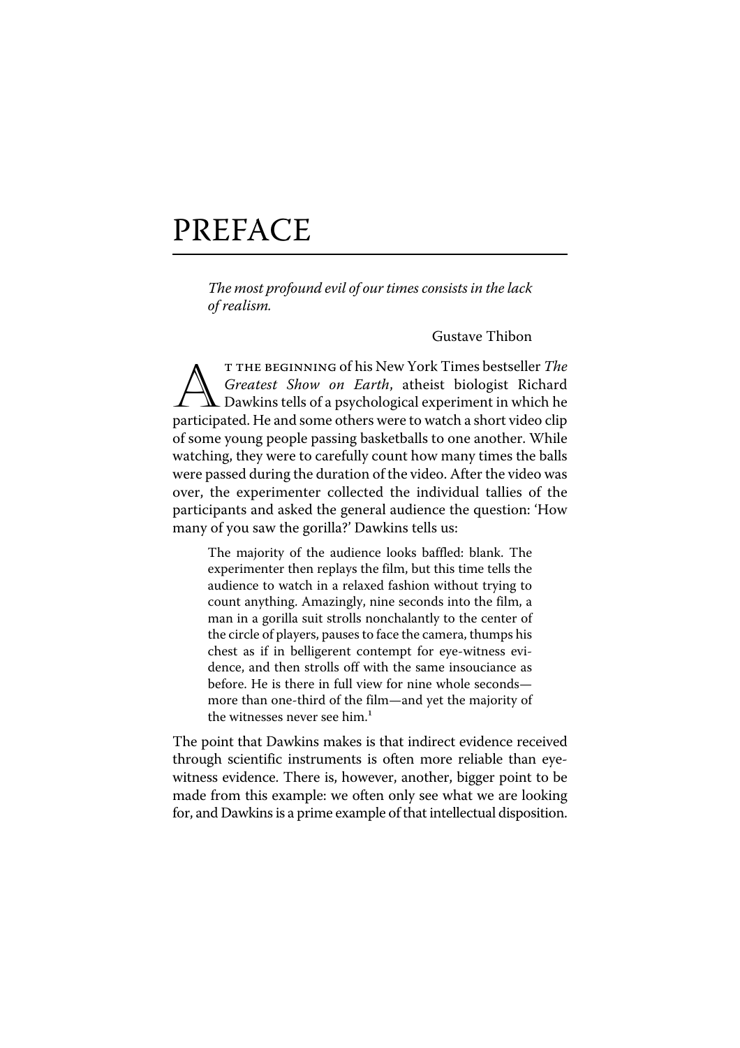# PREFACE

> *The most profound evil of our times consists in the lack of realism.*
>
> Gustave Thibon

At the beginning of his New York Times bestseller *The Greatest Show on Earth*, atheist biologist Richard Dawkins tells of a psychological experiment in which he participated. He and some others were to watch a short video clip of some young people passing basketballs to one another. While watching, they were to carefully count how many times the balls were passed during the duration of the video. After the video was over, the experimenter collected the individual tallies of the participants and asked the general audience the question: 'How many of you saw the gorilla?' Dawkins tells us:

> The majority of the audience looks baffled: blank. The experimenter then replays the film, but this time tells the audience to watch in a relaxed fashion without trying to count anything. Amazingly, nine seconds into the film, a man in a gorilla suit strolls nonchalantly to the center of the circle of players, pauses to face the camera, thumps his chest as if in belligerent contempt for eye-witness evidence, and then strolls off with the same insouciance as before. He is there in full view for nine whole seconds—more than one-third of the film—and yet the majority of the witnesses never see him.[1]

The point that Dawkins makes is that indirect evidence received through scientific instruments is often more reliable than eye-witness evidence. There is, however, another, bigger point to be made from this example: we often only see what we are looking for, and Dawkins is a prime example of that intellectual disposition.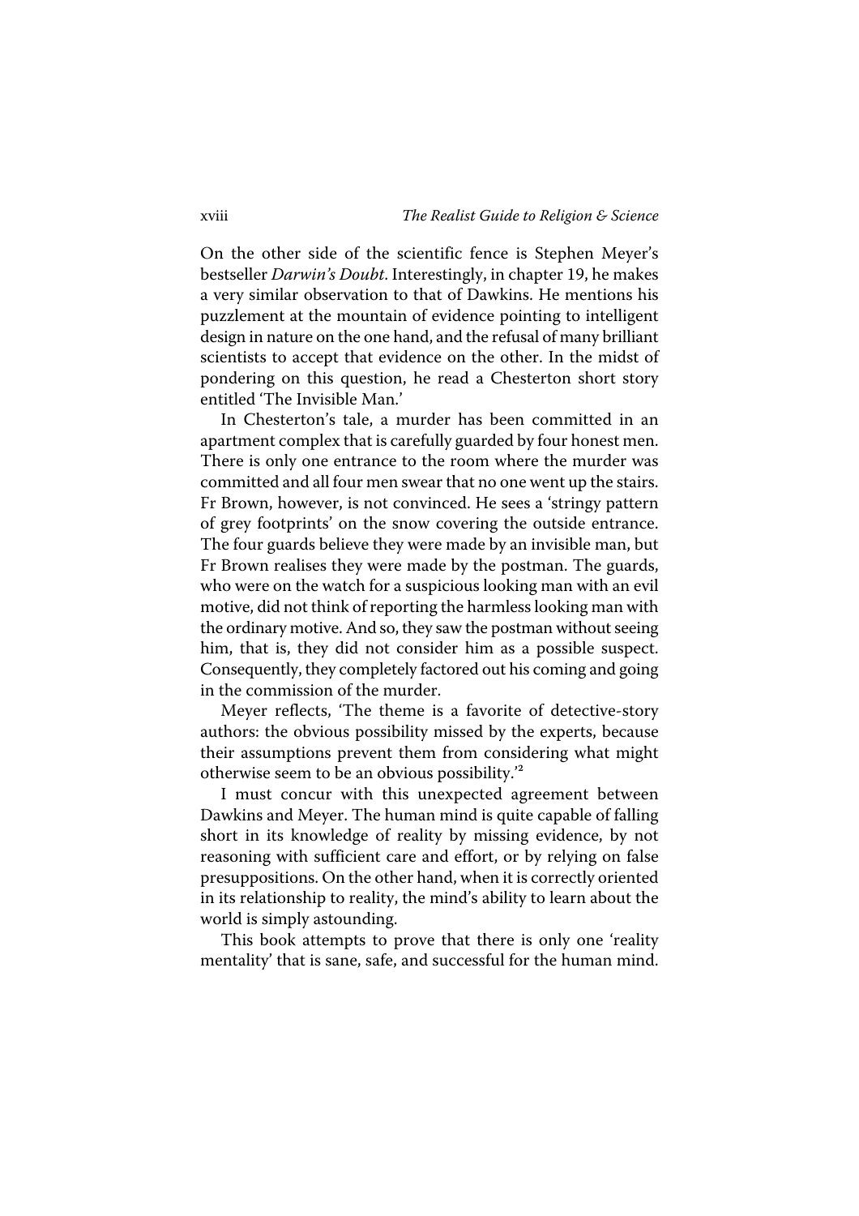On the other side of the scientific fence is Stephen Meyer's bestseller *Darwin's Doubt*. Interestingly, in chapter 19, he makes a very similar observation to that of Dawkins. He mentions his puzzlement at the mountain of evidence pointing to intelligent design in nature on the one hand, and the refusal of many brilliant scientists to accept that evidence on the other. In the midst of pondering on this question, he read a Chesterton short story entitled 'The Invisible Man.'

In Chesterton's tale, a murder has been committed in an apartment complex that is carefully guarded by four honest men. There is only one entrance to the room where the murder was committed and all four men swear that no one went up the stairs. Fr Brown, however, is not convinced. He sees a 'stringy pattern of grey footprints' on the snow covering the outside entrance. The four guards believe they were made by an invisible man, but Fr Brown realises they were made by the postman. The guards, who were on the watch for a suspicious looking man with an evil motive, did not think of reporting the harmless looking man with the ordinary motive. And so, they saw the postman without seeing him, that is, they did not consider him as a possible suspect. Consequently, they completely factored out his coming and going in the commission of the murder.

Meyer reflects, 'The theme is a favorite of detective-story authors: the obvious possibility missed by the experts, because their assumptions prevent them from considering what might otherwise seem to be an obvious possibility.'[2]

I must concur with this unexpected agreement between Dawkins and Meyer. The human mind is quite capable of falling short in its knowledge of reality by missing evidence, by not reasoning with sufficient care and effort, or by relying on false presuppositions. On the other hand, when it is correctly oriented in its relationship to reality, the mind's ability to learn about the world is simply astounding.

This book attempts to prove that there is only one 'reality mentality' that is sane, safe, and successful for the human mind.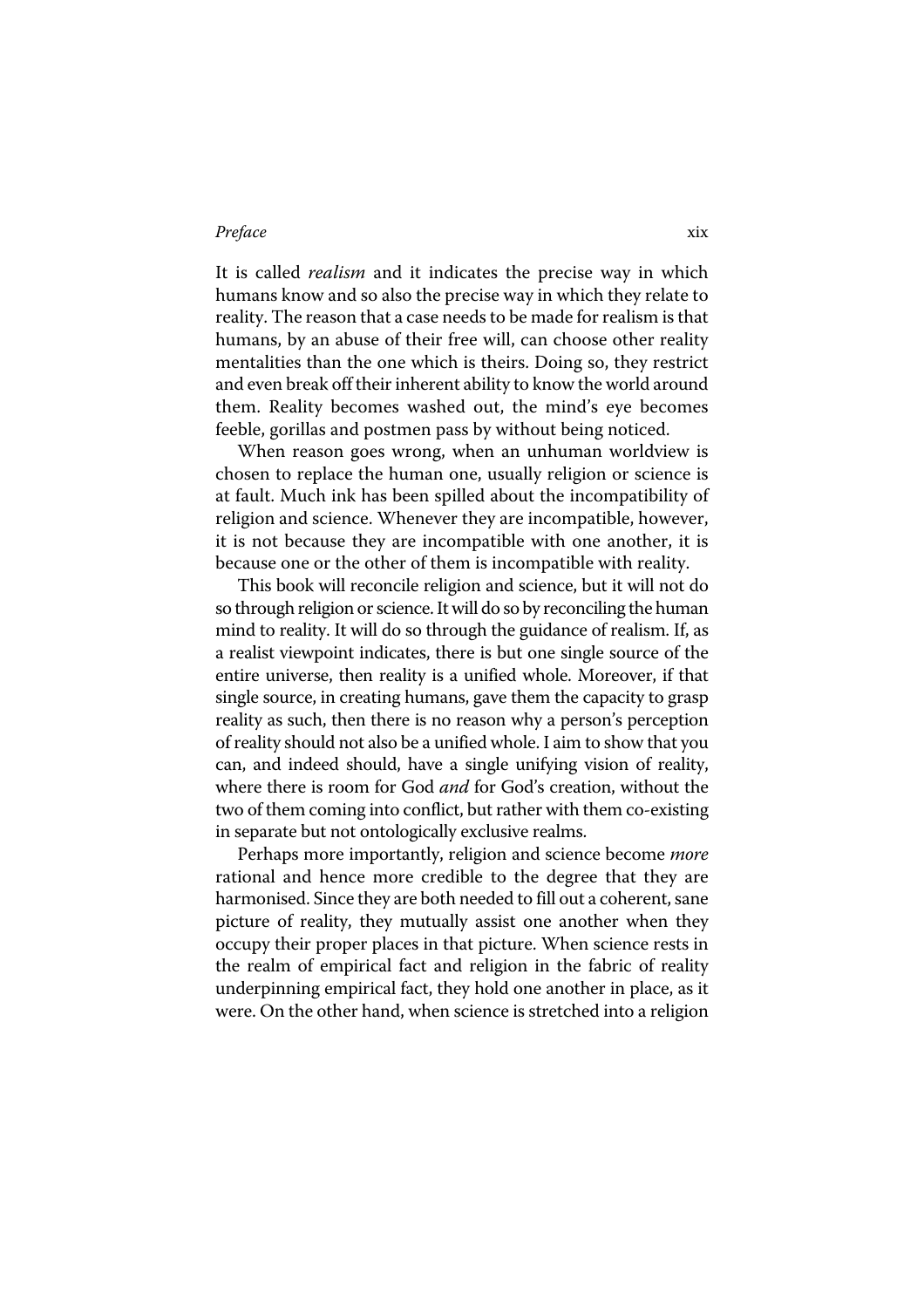It is called *realism* and it indicates the precise way in which humans know and so also the precise way in which they relate to reality. The reason that a case needs to be made for realism is that humans, by an abuse of their free will, can choose other reality mentalities than the one which is theirs. Doing so, they restrict and even break off their inherent ability to know the world around them. Reality becomes washed out, the mind's eye becomes feeble, gorillas and postmen pass by without being noticed.

When reason goes wrong, when an unhuman worldview is chosen to replace the human one, usually religion or science is at fault. Much ink has been spilled about the incompatibility of religion and science. Whenever they are incompatible, however, it is not because they are incompatible with one another, it is because one or the other of them is incompatible with reality.

This book will reconcile religion and science, but it will not do so through religion or science. It will do so by reconciling the human mind to reality. It will do so through the guidance of realism. If, as a realist viewpoint indicates, there is but one single source of the entire universe, then reality is a unified whole. Moreover, if that single source, in creating humans, gave them the capacity to grasp reality as such, then there is no reason why a person's perception of reality should not also be a unified whole. I aim to show that you can, and indeed should, have a single unifying vision of reality, where there is room for God *and* for God's creation, without the two of them coming into conflict, but rather with them co-existing in separate but not ontologically exclusive realms.

Perhaps more importantly, religion and science become *more* rational and hence more credible to the degree that they are harmonised. Since they are both needed to fill out a coherent, sane picture of reality, they mutually assist one another when they occupy their proper places in that picture. When science rests in the realm of empirical fact and religion in the fabric of reality underpinning empirical fact, they hold one another in place, as it were. On the other hand, when science is stretched into a religion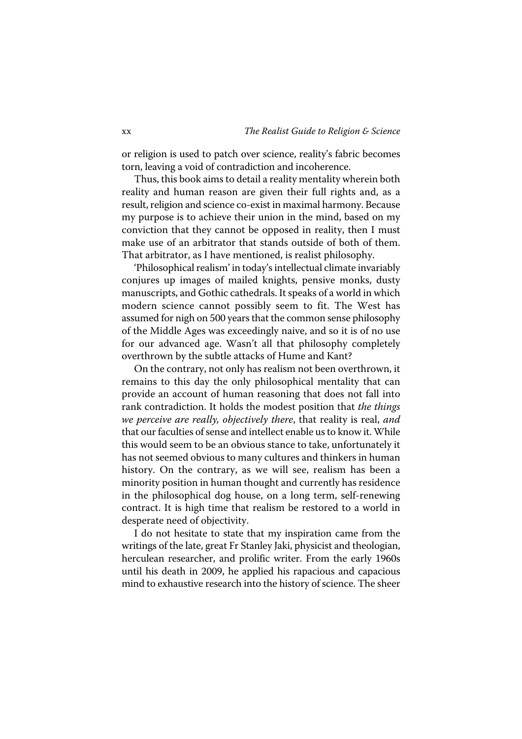or religion is used to patch over science, reality's fabric becomes torn, leaving a void of contradiction and incoherence.

Thus, this book aims to detail a reality mentality wherein both reality and human reason are given their full rights and, as a result, religion and science co-exist in maximal harmony. Because my purpose is to achieve their union in the mind, based on my conviction that they cannot be opposed in reality, then I must make use of an arbitrator that stands outside of both of them. That arbitrator, as I have mentioned, is realist philosophy.

'Philosophical realism' in today's intellectual climate invariably conjures up images of mailed knights, pensive monks, dusty manuscripts, and Gothic cathedrals. It speaks of a world in which modern science cannot possibly seem to fit. The West has assumed for nigh on 500 years that the common sense philosophy of the Middle Ages was exceedingly naive, and so it is of no use for our advanced age. Wasn't all that philosophy completely overthrown by the subtle attacks of Hume and Kant?

On the contrary, not only has realism not been overthrown, it remains to this day the only philosophical mentality that can provide an account of human reasoning that does not fall into rank contradiction. It holds the modest position that *the things we perceive are really, objectively there*, that reality is real, *and* that our faculties of sense and intellect enable us to know it. While this would seem to be an obvious stance to take, unfortunately it has not seemed obvious to many cultures and thinkers in human history. On the contrary, as we will see, realism has been a minority position in human thought and currently has residence in the philosophical dog house, on a long term, self-renewing contract. It is high time that realism be restored to a world in desperate need of objectivity.

I do not hesitate to state that my inspiration came from the writings of the late, great Fr Stanley Jaki, physicist and theologian, herculean researcher, and prolific writer. From the early 1960s until his death in 2009, he applied his rapacious and capacious mind to exhaustive research into the history of science. The sheer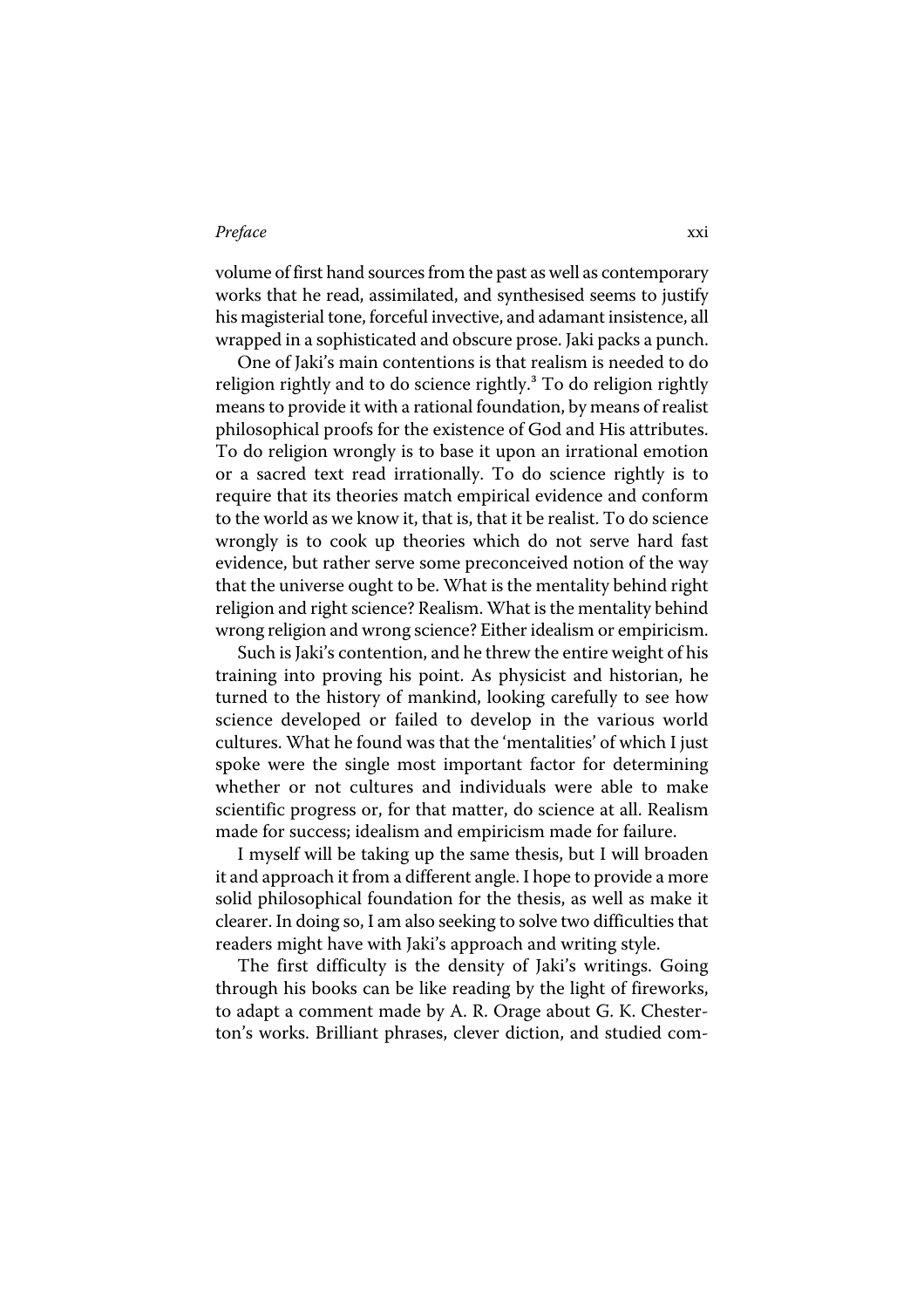volume of first hand sources from the past as well as contemporary works that he read, assimilated, and synthesised seems to justify his magisterial tone, forceful invective, and adamant insistence, all wrapped in a sophisticated and obscure prose. Jaki packs a punch.

One of Jaki's main contentions is that realism is needed to do religion rightly and to do science rightly.[3] To do religion rightly means to provide it with a rational foundation, by means of realist philosophical proofs for the existence of God and His attributes. To do religion wrongly is to base it upon an irrational emotion or a sacred text read irrationally. To do science rightly is to require that its theories match empirical evidence and conform to the world as we know it, that is, that it be realist. To do science wrongly is to cook up theories which do not serve hard fast evidence, but rather serve some preconceived notion of the way that the universe ought to be. What is the mentality behind right religion and right science? Realism. What is the mentality behind wrong religion and wrong science? Either idealism or empiricism.

Such is Jaki's contention, and he threw the entire weight of his training into proving his point. As physicist and historian, he turned to the history of mankind, looking carefully to see how science developed or failed to develop in the various world cultures. What he found was that the 'mentalities' of which I just spoke were the single most important factor for determining whether or not cultures and individuals were able to make scientific progress or, for that matter, do science at all. Realism made for success; idealism and empiricism made for failure.

I myself will be taking up the same thesis, but I will broaden it and approach it from a different angle. I hope to provide a more solid philosophical foundation for the thesis, as well as make it clearer. In doing so, I am also seeking to solve two difficulties that readers might have with Jaki's approach and writing style.

The first difficulty is the density of Jaki's writings. Going through his books can be like reading by the light of fireworks, to adapt a comment made by A. R. Orage about G. K. Chesterton's works. Brilliant phrases, clever diction, and studied com-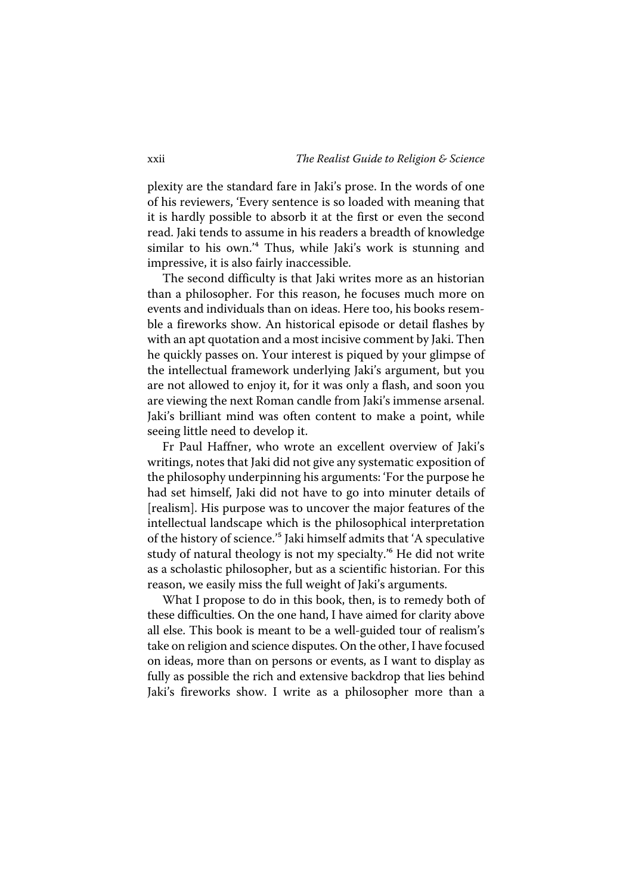plexity are the standard fare in Jaki's prose. In the words of one of his reviewers, 'Every sentence is so loaded with meaning that it is hardly possible to absorb it at the first or even the second read. Jaki tends to assume in his readers a breadth of knowledge similar to his own.'[4] Thus, while Jaki's work is stunning and impressive, it is also fairly inaccessible.

The second difficulty is that Jaki writes more as an historian than a philosopher. For this reason, he focuses much more on events and individuals than on ideas. Here too, his books resemble a fireworks show. An historical episode or detail flashes by with an apt quotation and a most incisive comment by Jaki. Then he quickly passes on. Your interest is piqued by your glimpse of the intellectual framework underlying Jaki's argument, but you are not allowed to enjoy it, for it was only a flash, and soon you are viewing the next Roman candle from Jaki's immense arsenal. Jaki's brilliant mind was often content to make a point, while seeing little need to develop it.

Fr Paul Haffner, who wrote an excellent overview of Jaki's writings, notes that Jaki did not give any systematic exposition of the philosophy underpinning his arguments: 'For the purpose he had set himself, Jaki did not have to go into minuter details of [realism]. His purpose was to uncover the major features of the intellectual landscape which is the philosophical interpretation of the history of science.'[5] Jaki himself admits that 'A speculative study of natural theology is not my specialty.'[6] He did not write as a scholastic philosopher, but as a scientific historian. For this reason, we easily miss the full weight of Jaki's arguments.

What I propose to do in this book, then, is to remedy both of these difficulties. On the one hand, I have aimed for clarity above all else. This book is meant to be a well-guided tour of realism's take on religion and science disputes. On the other, I have focused on ideas, more than on persons or events, as I want to display as fully as possible the rich and extensive backdrop that lies behind Jaki's fireworks show. I write as a philosopher more than a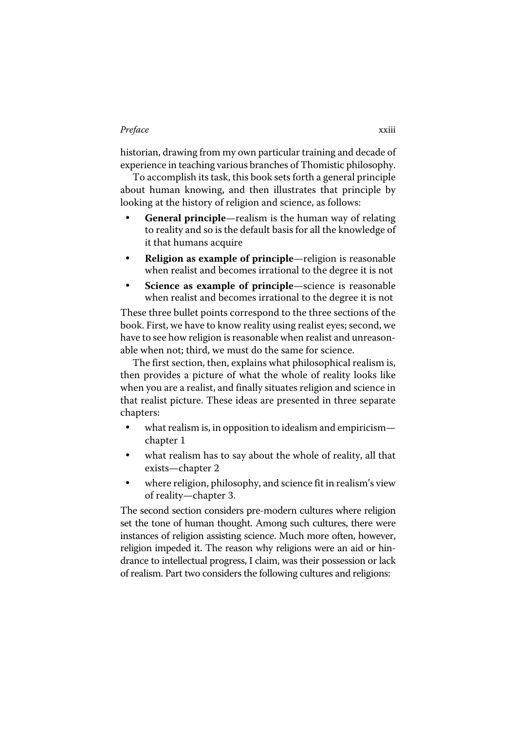historian, drawing from my own particular training and decade of experience in teaching various branches of Thomistic philosophy.

To accomplish its task, this book sets forth a general principle about human knowing, and then illustrates that principle by looking at the history of religion and science, as follows:

- **General principle**—realism is the human way of relating to reality and so is the default basis for all the knowledge of it that humans acquire
- **Religion as example of principle**—religion is reasonable when realist and becomes irrational to the degree it is not
- **Science as example of principle**—science is reasonable when realist and becomes irrational to the degree it is not

These three bullet points correspond to the three sections of the book. First, we have to know reality using realist eyes; second, we have to see how religion is reasonable when realist and unreasonable when not; third, we must do the same for science.

The first section, then, explains what philosophical realism is, then provides a picture of what the whole of reality looks like when you are a realist, and finally situates religion and science in that realist picture. These ideas are presented in three separate chapters:

- what realism is, in opposition to idealism and empiricism—chapter 1
- what realism has to say about the whole of reality, all that exists—chapter 2
- where religion, philosophy, and science fit in realism's view of reality—chapter 3.

The second section considers pre-modern cultures where religion set the tone of human thought. Among such cultures, there were instances of religion assisting science. Much more often, however, religion impeded it. The reason why religions were an aid or hindrance to intellectual progress, I claim, was their possession or lack of realism. Part two considers the following cultures and religions: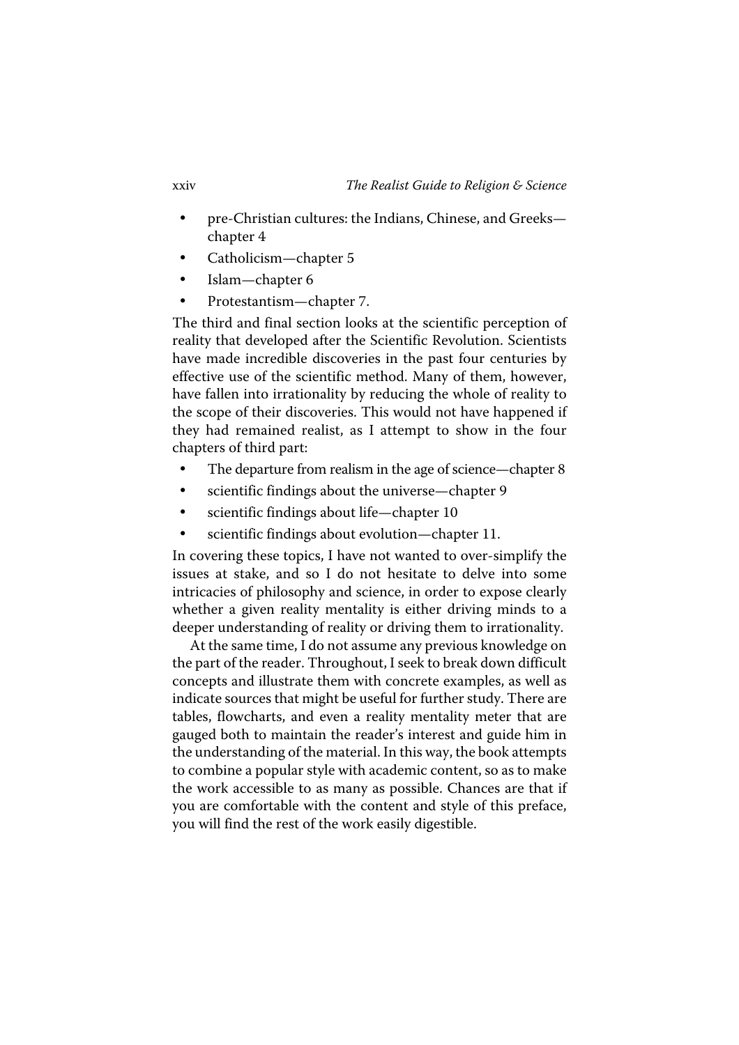- pre-Christian cultures: the Indians, Chinese, and Greeks—chapter 4
- Catholicism—chapter 5
- Islam—chapter 6
- Protestantism—chapter 7.

The third and final section looks at the scientific perception of reality that developed after the Scientific Revolution. Scientists have made incredible discoveries in the past four centuries by effective use of the scientific method. Many of them, however, have fallen into irrationality by reducing the whole of reality to the scope of their discoveries. This would not have happened if they had remained realist, as I attempt to show in the four chapters of third part:

- The departure from realism in the age of science—chapter 8
- scientific findings about the universe—chapter 9
- scientific findings about life—chapter 10
- scientific findings about evolution—chapter 11.

In covering these topics, I have not wanted to over-simplify the issues at stake, and so I do not hesitate to delve into some intricacies of philosophy and science, in order to expose clearly whether a given reality mentality is either driving minds to a deeper understanding of reality or driving them to irrationality.

At the same time, I do not assume any previous knowledge on the part of the reader. Throughout, I seek to break down difficult concepts and illustrate them with concrete examples, as well as indicate sources that might be useful for further study. There are tables, flowcharts, and even a reality mentality meter that are gauged both to maintain the reader's interest and guide him in the understanding of the material. In this way, the book attempts to combine a popular style with academic content, so as to make the work accessible to as many as possible. Chances are that if you are comfortable with the content and style of this preface, you will find the rest of the work easily digestible.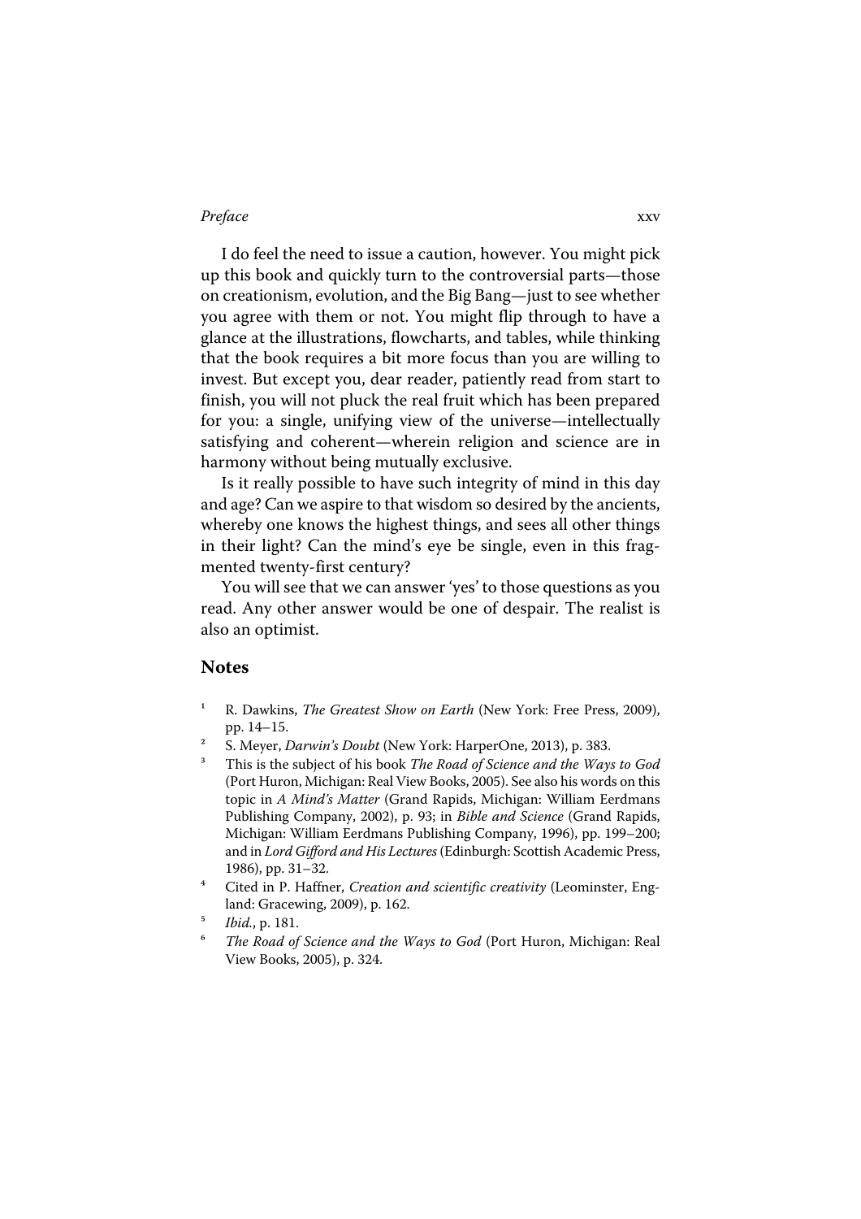I do feel the need to issue a caution, however. You might pick up this book and quickly turn to the controversial parts—those on creationism, evolution, and the Big Bang—just to see whether you agree with them or not. You might flip through to have a glance at the illustrations, flowcharts, and tables, while thinking that the book requires a bit more focus than you are willing to invest. But except you, dear reader, patiently read from start to finish, you will not pluck the real fruit which has been prepared for you: a single, unifying view of the universe—intellectually satisfying and coherent—wherein religion and science are in harmony without being mutually exclusive.

Is it really possible to have such integrity of mind in this day and age? Can we aspire to that wisdom so desired by the ancients, whereby one knows the highest things, and sees all other things in their light? Can the mind's eye be single, even in this fragmented twenty-first century?

You will see that we can answer 'yes' to those questions as you read. Any other answer would be one of despair. The realist is also an optimist.

## Notes

1. R. Dawkins, *The Greatest Show on Earth* (New York: Free Press, 2009), pp. 14–15.
2. S. Meyer, *Darwin's Doubt* (New York: HarperOne, 2013), p. 383.
3. This is the subject of his book *The Road of Science and the Ways to God* (Port Huron, Michigan: Real View Books, 2005). See also his words on this topic in *A Mind's Matter* (Grand Rapids, Michigan: William Eerdmans Publishing Company, 2002), p. 93; in *Bible and Science* (Grand Rapids, Michigan: William Eerdmans Publishing Company, 1996), pp. 199–200; and in *Lord Gifford and His Lectures* (Edinburgh: Scottish Academic Press, 1986), pp. 31–32.
4. Cited in P. Haffner, *Creation and scientific creativity* (Leominster, England: Gracewing, 2009), p. 162.
5. *Ibid.*, p. 181.
6. *The Road of Science and the Ways to God* (Port Huron, Michigan: Real View Books, 2005), p. 324.